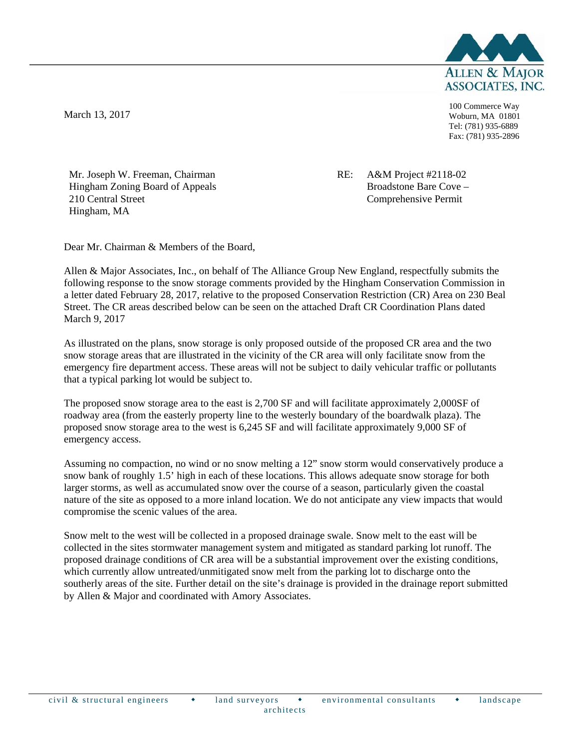**ALLEN & MAJOR ASSOCIATES, INC.**

March 13, 2017

100 Commerce Way
Woburn, MA 01801
Tel: (781) 935-6889
Fax: (781) 935-2896

Mr. Joseph W. Freeman, Chairman
Hingham Zoning Board of Appeals
210 Central Street
Hingham, MA

RE: A&M Project #2118-02
Broadstone Bare Cove –
Comprehensive Permit

Dear Mr. Chairman & Members of the Board,

Allen & Major Associates, Inc., on behalf of The Alliance Group New England, respectfully submits the following response to the snow storage comments provided by the Hingham Conservation Commission in a letter dated February 28, 2017, relative to the proposed Conservation Restriction (CR) Area on 230 Beal Street. The CR areas described below can be seen on the attached Draft CR Coordination Plans dated March 9, 2017

As illustrated on the plans, snow storage is only proposed outside of the proposed CR area and the two snow storage areas that are illustrated in the vicinity of the CR area will only facilitate snow from the emergency fire department access. These areas will not be subject to daily vehicular traffic or pollutants that a typical parking lot would be subject to.

The proposed snow storage area to the east is 2,700 SF and will facilitate approximately 2,000SF of roadway area (from the easterly property line to the westerly boundary of the boardwalk plaza). The proposed snow storage area to the west is 6,245 SF and will facilitate approximately 9,000 SF of emergency access.

Assuming no compaction, no wind or no snow melting a 12" snow storm would conservatively produce a snow bank of roughly 1.5' high in each of these locations. This allows adequate snow storage for both larger storms, as well as accumulated snow over the course of a season, particularly given the coastal nature of the site as opposed to a more inland location. We do not anticipate any view impacts that would compromise the scenic values of the area.

Snow melt to the west will be collected in a proposed drainage swale. Snow melt to the east will be collected in the sites stormwater management system and mitigated as standard parking lot runoff. The proposed drainage conditions of CR area will be a substantial improvement over the existing conditions, which currently allow untreated/unmitigated snow melt from the parking lot to discharge onto the southerly areas of the site. Further detail on the site's drainage is provided in the drainage report submitted by Allen & Major and coordinated with Amory Associates.

civil & structural engineers ◆ land surveyors ◆ environmental consultants ◆ landscape architects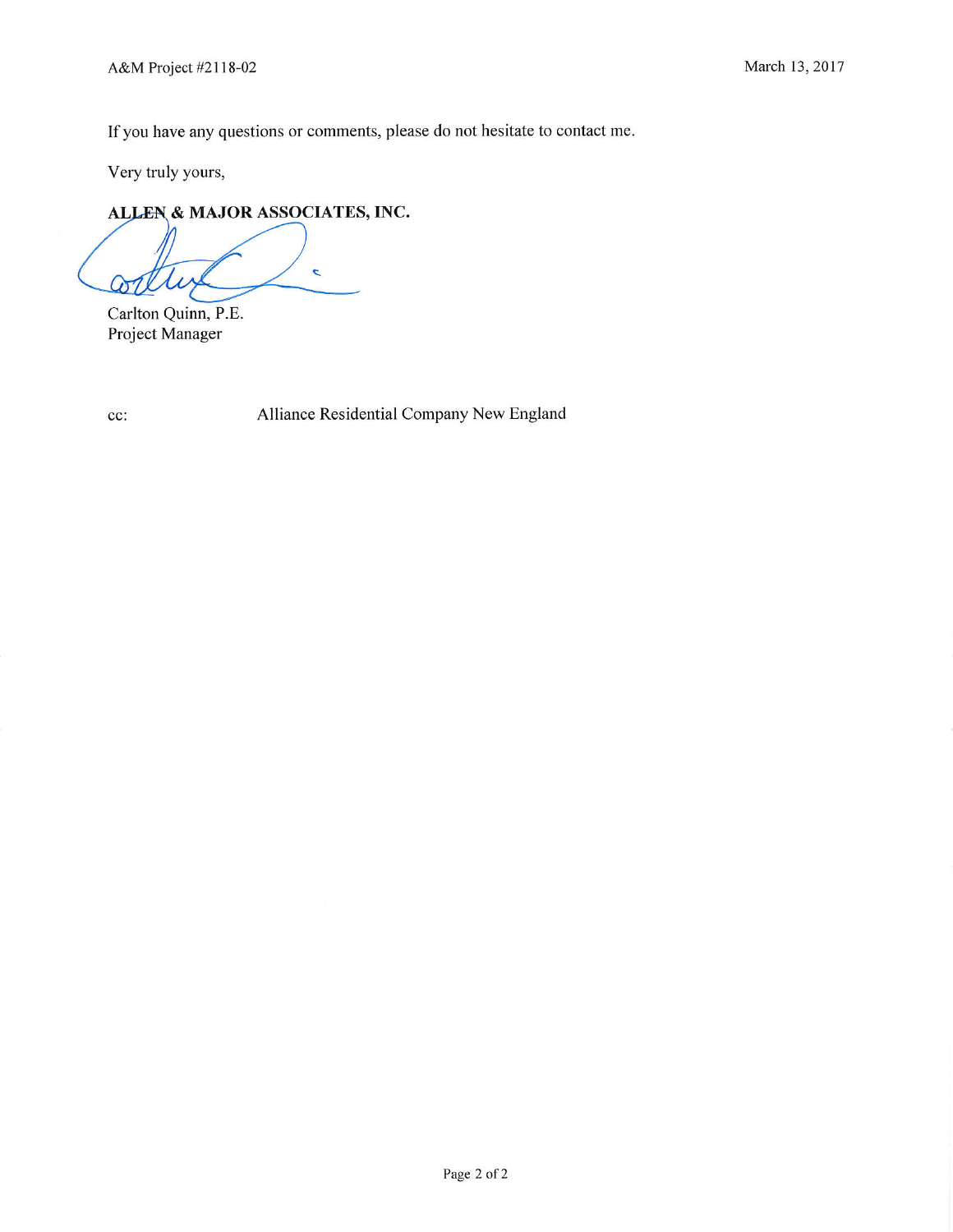If you have any questions or comments, please do not hesitate to contact me.

Very truly yours,

**ALLEN & MAJOR ASSOCIATES, INC.**

Carlton Quinn, P.E.
Project Manager

cc: Alliance Residential Company New England